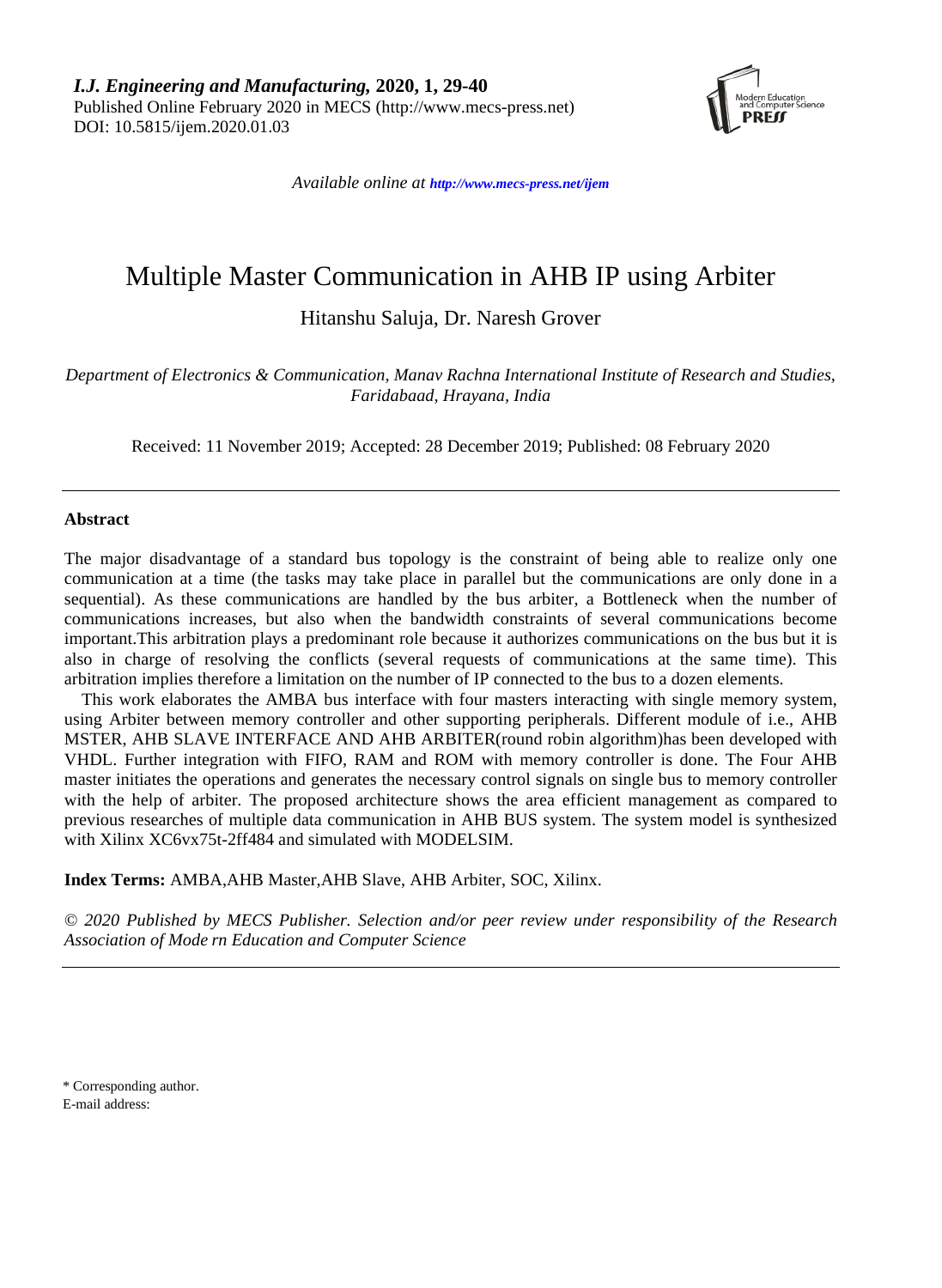*Available online at http://www.mecs-press.net/ijem*

# Multiple Master Communication in AHB IP using Arbiter

Hitanshu Saluja, Dr. Naresh Grover

*Department of Electronics & Communication, Manav Rachna International Institute of Research and Studies, Faridabaad, Hrayana, India*

Received: 11 November 2019; Accepted: 28 December 2019; Published: 08 February 2020

---

## Abstract

The major disadvantage of a standard bus topology is the constraint of being able to realize only one communication at a time (the tasks may take place in parallel but the communications are only done in a sequential). As these communications are handled by the bus arbiter, a Bottleneck when the number of communications increases, but also when the bandwidth constraints of several communications become important.This arbitration plays a predominant role because it authorizes communications on the bus but it is also in charge of resolving the conflicts (several requests of communications at the same time). This arbitration implies therefore a limitation on the number of IP connected to the bus to a dozen elements.

This work elaborates the AMBA bus interface with four masters interacting with single memory system, using Arbiter between memory controller and other supporting peripherals. Different module of i.e., AHB MSTER, AHB SLAVE INTERFACE AND AHB ARBITER(round robin algorithm)has been developed with VHDL. Further integration with FIFO, RAM and ROM with memory controller is done. The Four AHB master initiates the operations and generates the necessary control signals on single bus to memory controller with the help of arbiter. The proposed architecture shows the area efficient management as compared to previous researches of multiple data communication in AHB BUS system. The system model is synthesized with Xilinx XC6vx75t-2ff484 and simulated with MODELSIM.

**Index Terms:** AMBA,AHB Master,AHB Slave, AHB Arbiter, SOC, Xilinx.

*© 2020 Published by MECS Publisher. Selection and/or peer review under responsibility of the Research Association of Mode rn Education and Computer Science*

---

\* Corresponding author.
E-mail address: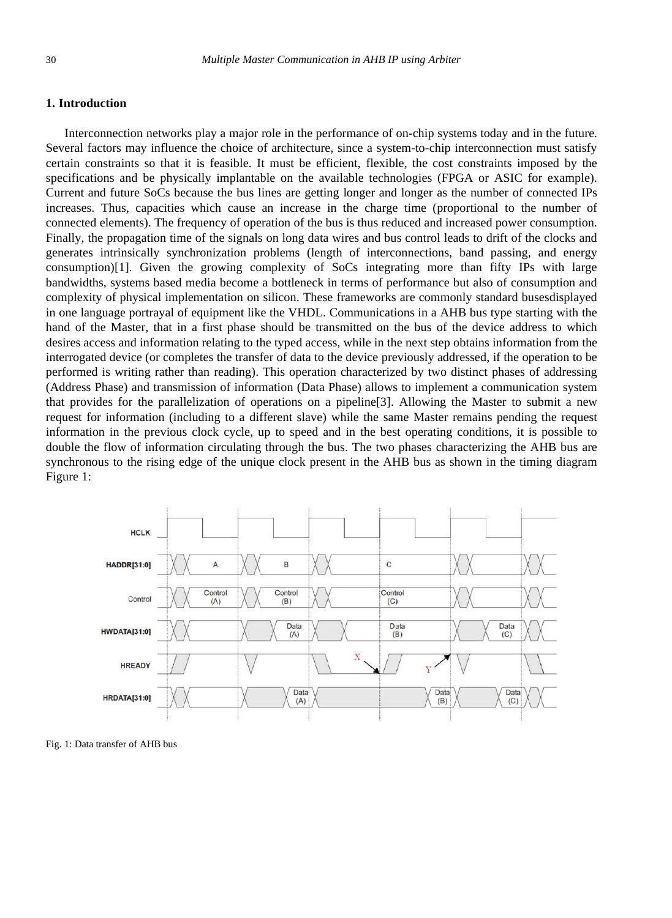## 1. Introduction

Interconnection networks play a major role in the performance of on-chip systems today and in the future. Several factors may influence the choice of architecture, since a system-to-chip interconnection must satisfy certain constraints so that it is feasible. It must be efficient, flexible, the cost constraints imposed by the specifications and be physically implantable on the available technologies (FPGA or ASIC for example). Current and future SoCs because the bus lines are getting longer and longer as the number of connected IPs increases. Thus, capacities which cause an increase in the charge time (proportional to the number of connected elements). The frequency of operation of the bus is thus reduced and increased power consumption. Finally, the propagation time of the signals on long data wires and bus control leads to drift of the clocks and generates intrinsically synchronization problems (length of interconnections, band passing, and energy consumption)[1]. Given the growing complexity of SoCs integrating more than fifty IPs with large bandwidths, systems based media become a bottleneck in terms of performance but also of consumption and complexity of physical implementation on silicon. These frameworks are commonly standard busesdisplayed in one language portrayal of equipment like the VHDL. Communications in a AHB bus type starting with the hand of the Master, that in a first phase should be transmitted on the bus of the device address to which desires access and information relating to the typed access, while in the next step obtains information from the interrogated device (or completes the transfer of data to the device previously addressed, if the operation to be performed is writing rather than reading). This operation characterized by two distinct phases of addressing (Address Phase) and transmission of information (Data Phase) allows to implement a communication system that provides for the parallelization of operations on a pipeline[3]. Allowing the Master to submit a new request for information (including to a different slave) while the same Master remains pending the request information in the previous clock cycle, up to speed and in the best operating conditions, it is possible to double the flow of information circulating through the bus. The two phases characterizing the AHB bus are synchronous to the rising edge of the unique clock present in the AHB bus as shown in the timing diagram Figure 1:

Fig. 1: Data transfer of AHB bus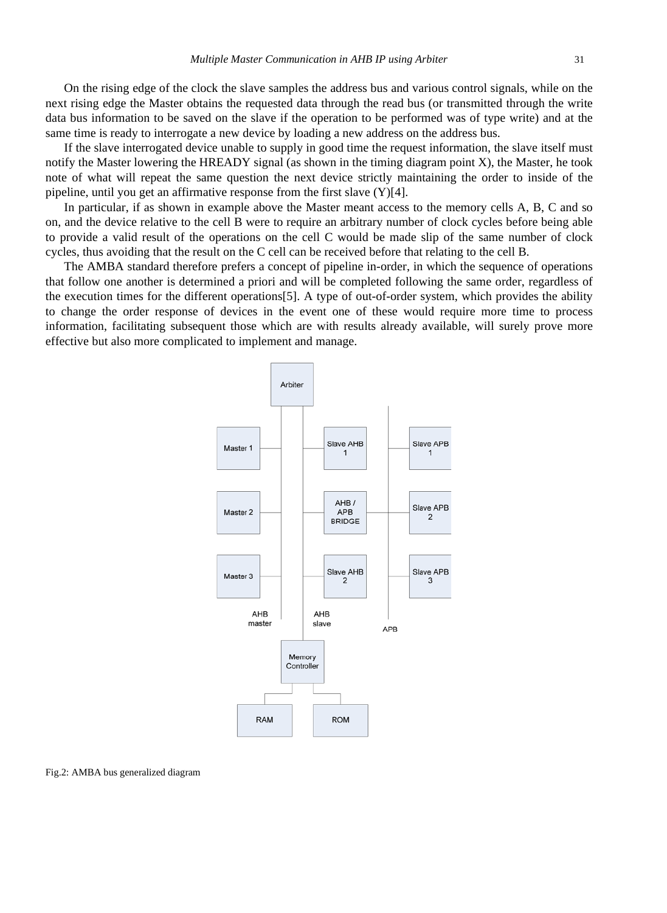On the rising edge of the clock the slave samples the address bus and various control signals, while on the next rising edge the Master obtains the requested data through the read bus (or transmitted through the write data bus information to be saved on the slave if the operation to be performed was of type write) and at the same time is ready to interrogate a new device by loading a new address on the address bus.

If the slave interrogated device unable to supply in good time the request information, the slave itself must notify the Master lowering the HREADY signal (as shown in the timing diagram point X), the Master, he took note of what will repeat the same question the next device strictly maintaining the order to inside of the pipeline, until you get an affirmative response from the first slave (Y)[4].

In particular, if as shown in example above the Master meant access to the memory cells A, B, C and so on, and the device relative to the cell B were to require an arbitrary number of clock cycles before being able to provide a valid result of the operations on the cell C would be made slip of the same number of clock cycles, thus avoiding that the result on the C cell can be received before that relating to the cell B.

The AMBA standard therefore prefers a concept of pipeline in-order, in which the sequence of operations that follow one another is determined a priori and will be completed following the same order, regardless of the execution times for the different operations[5]. A type of out-of-order system, which provides the ability to change the order response of devices in the event one of these would require more time to process information, facilitating subsequent those which are with results already available, will surely prove more effective but also more complicated to implement and manage.

Fig.2: AMBA bus generalized diagram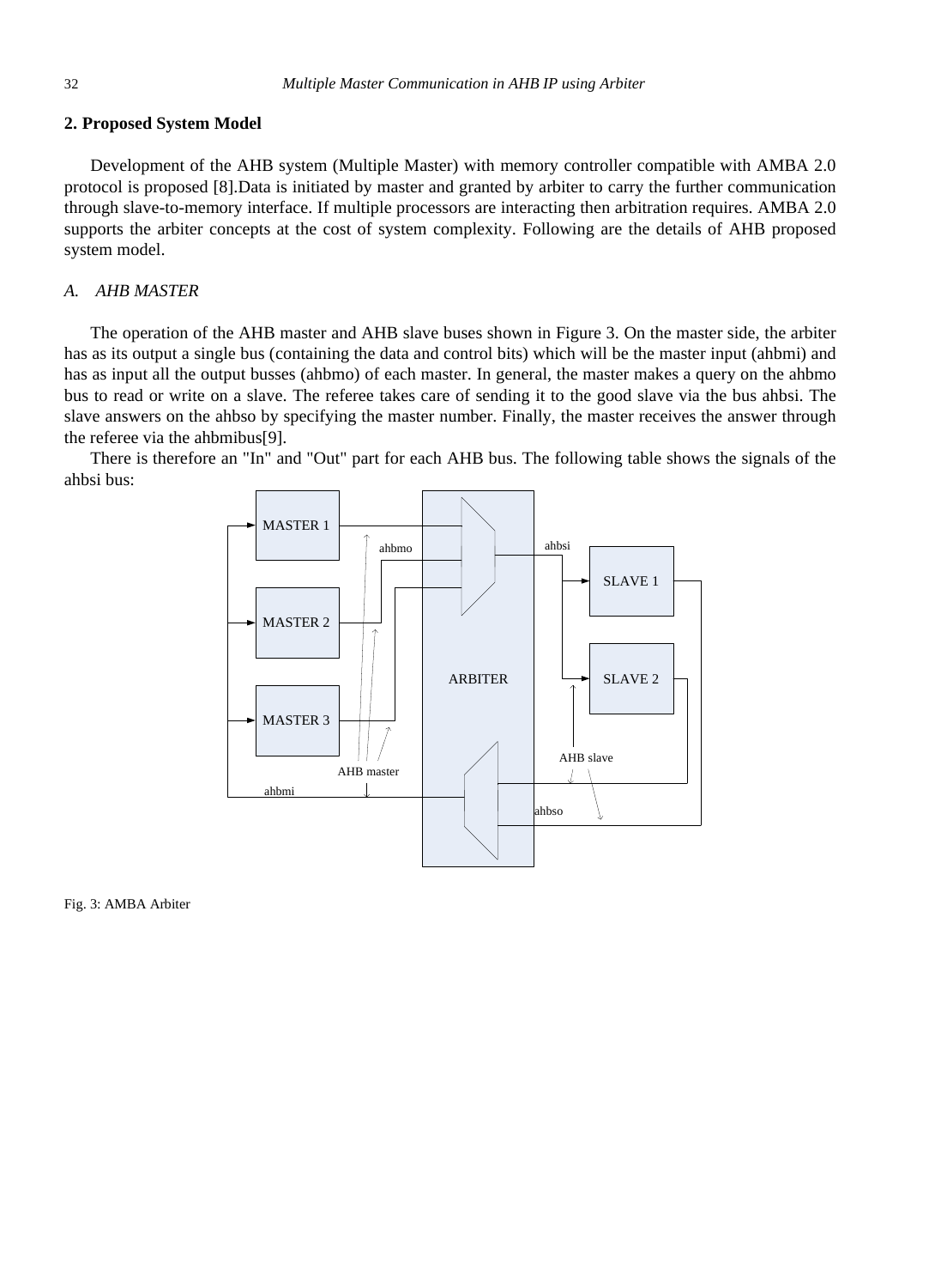## 2. Proposed System Model

Development of the AHB system (Multiple Master) with memory controller compatible with AMBA 2.0 protocol is proposed [8].Data is initiated by master and granted by arbiter to carry the further communication through slave-to-memory interface. If multiple processors are interacting then arbitration requires. AMBA 2.0 supports the arbiter concepts at the cost of system complexity. Following are the details of AHB proposed system model.

### *A. AHB MASTER*

The operation of the AHB master and AHB slave buses shown in Figure 3. On the master side, the arbiter has as its output a single bus (containing the data and control bits) which will be the master input (ahbmi) and has as input all the output busses (ahbmo) of each master. In general, the master makes a query on the ahbmo bus to read or write on a slave. The referee takes care of sending it to the good slave via the bus ahbsi. The slave answers on the ahbso by specifying the master number. Finally, the master receives the answer through the referee via the ahbmibus[9].

There is therefore an "In" and "Out" part for each AHB bus. The following table shows the signals of the ahbsi bus:

Fig. 3: AMBA Arbiter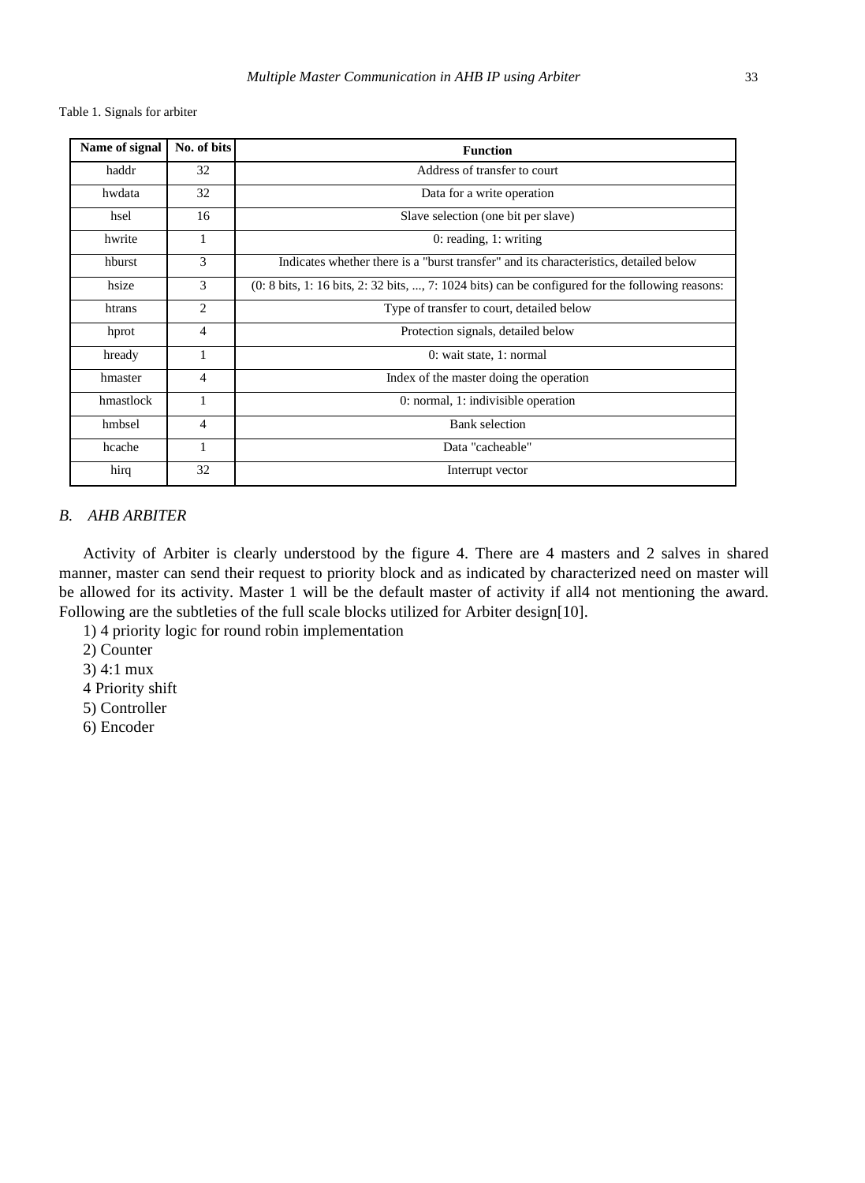Table 1. Signals for arbiter

| Name of signal | No. of bits | Function |
|---|---|---|
| haddr | 32 | Address of transfer to court |
| hwdata | 32 | Data for a write operation |
| hsel | 16 | Slave selection (one bit per slave) |
| hwrite | 1 | 0: reading, 1: writing |
| hburst | 3 | Indicates whether there is a "burst transfer" and its characteristics, detailed below |
| hsize | 3 | (0: 8 bits, 1: 16 bits, 2: 32 bits, ..., 7: 1024 bits) can be configured for the following reasons: |
| htrans | 2 | Type of transfer to court, detailed below |
| hprot | 4 | Protection signals, detailed below |
| hready | 1 | 0: wait state, 1: normal |
| hmaster | 4 | Index of the master doing the operation |
| hmastlock | 1 | 0: normal, 1: indivisible operation |
| hmbsel | 4 | Bank selection |
| hcache | 1 | Data "cacheable" |
| hirq | 32 | Interrupt vector |

### *B. AHB ARBITER*

Activity of Arbiter is clearly understood by the figure 4. There are 4 masters and 2 salves in shared manner, master can send their request to priority block and as indicated by characterized need on master will be allowed for its activity. Master 1 will be the default master of activity if all4 not mentioning the award. Following are the subtleties of the full scale blocks utilized for Arbiter design[10].

1) 4 priority logic for round robin implementation

2) Counter

3) 4:1 mux

4 Priority shift

5) Controller

6) Encoder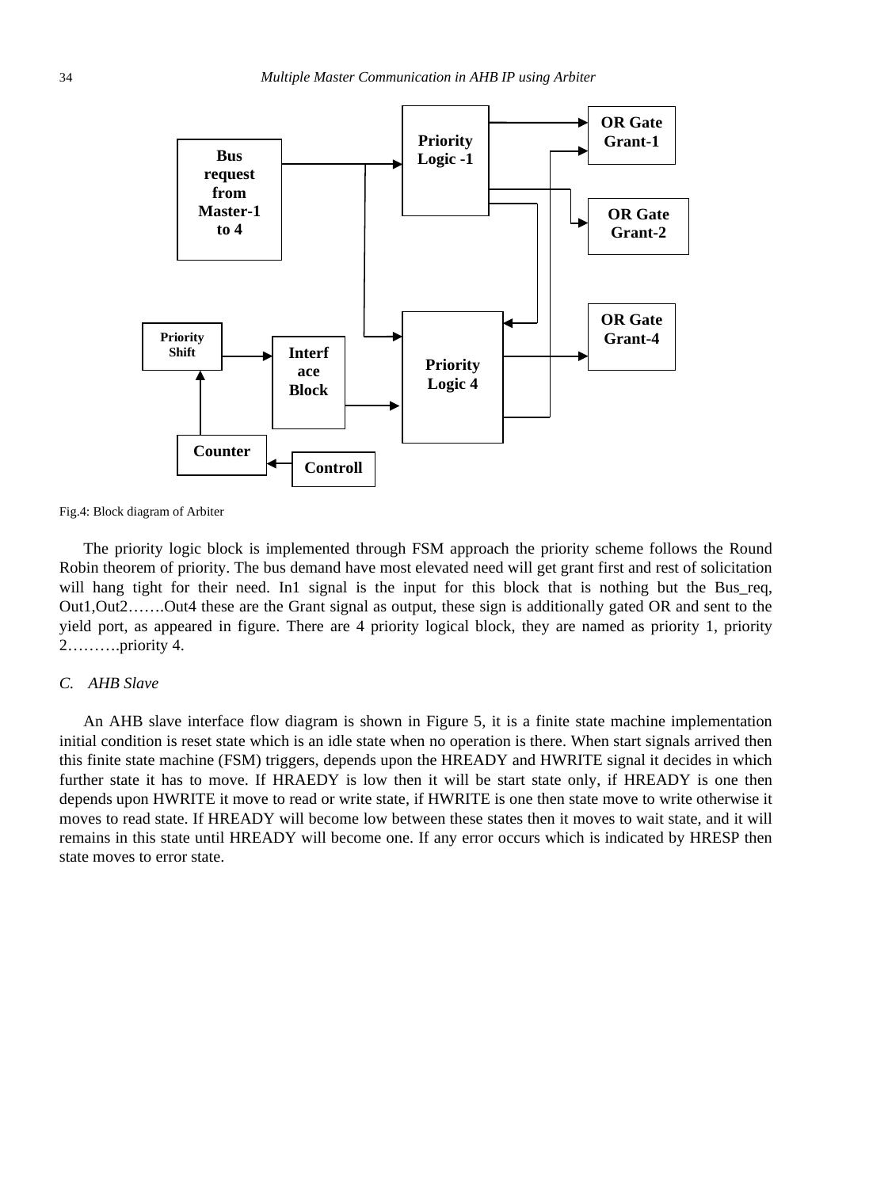Fig.4: Block diagram of Arbiter

The priority logic block is implemented through FSM approach the priority scheme follows the Round Robin theorem of priority. The bus demand have most elevated need will get grant first and rest of solicitation will hang tight for their need. In1 signal is the input for this block that is nothing but the Bus_req, Out1,Out2…….Out4 these are the Grant signal as output, these sign is additionally gated OR and sent to the yield port, as appeared in figure. There are 4 priority logical block, they are named as priority 1, priority 2……….priority 4.

### *C. AHB Slave*

An AHB slave interface flow diagram is shown in Figure 5, it is a finite state machine implementation initial condition is reset state which is an idle state when no operation is there. When start signals arrived then this finite state machine (FSM) triggers, depends upon the HREADY and HWRITE signal it decides in which further state it has to move. If HRAEDY is low then it will be start state only, if HREADY is one then depends upon HWRITE it move to read or write state, if HWRITE is one then state move to write otherwise it moves to read state. If HREADY will become low between these states then it moves to wait state, and it will remains in this state until HREADY will become one. If any error occurs which is indicated by HRESP then state moves to error state.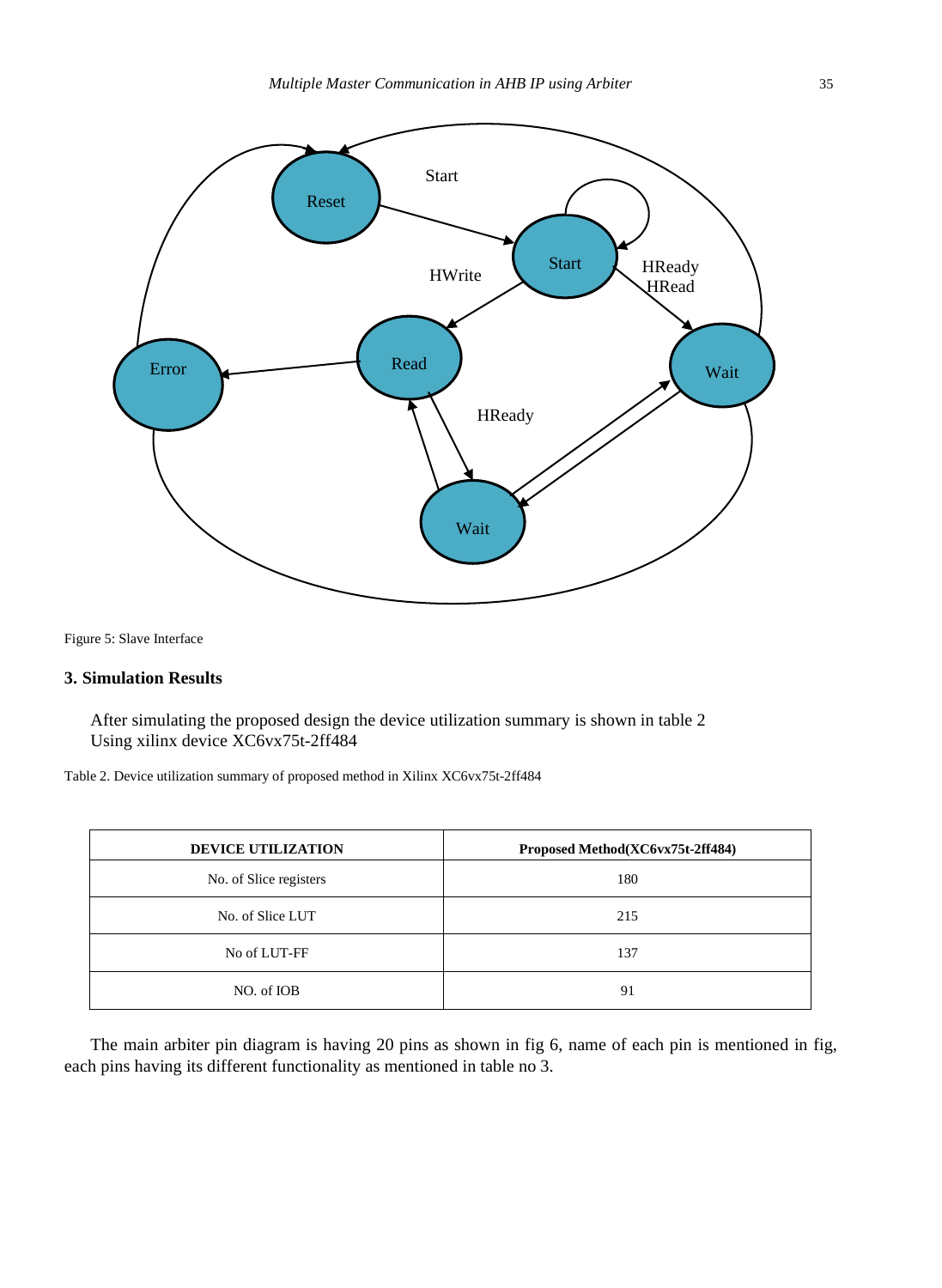Figure 5: Slave Interface

### 3. Simulation Results

After simulating the proposed design the device utilization summary is shown in table 2 Using xilinx device XC6vx75t-2ff484

Table 2. Device utilization summary of proposed method in Xilinx XC6vx75t-2ff484

| DEVICE UTILIZATION | Proposed Method(XC6vx75t-2ff484) |
|---|---|
| No. of Slice registers | 180 |
| No. of Slice LUT | 215 |
| No of LUT-FF | 137 |
| NO. of IOB | 91 |

The main arbiter pin diagram is having 20 pins as shown in fig 6, name of each pin is mentioned in fig, each pins having its different functionality as mentioned in table no 3.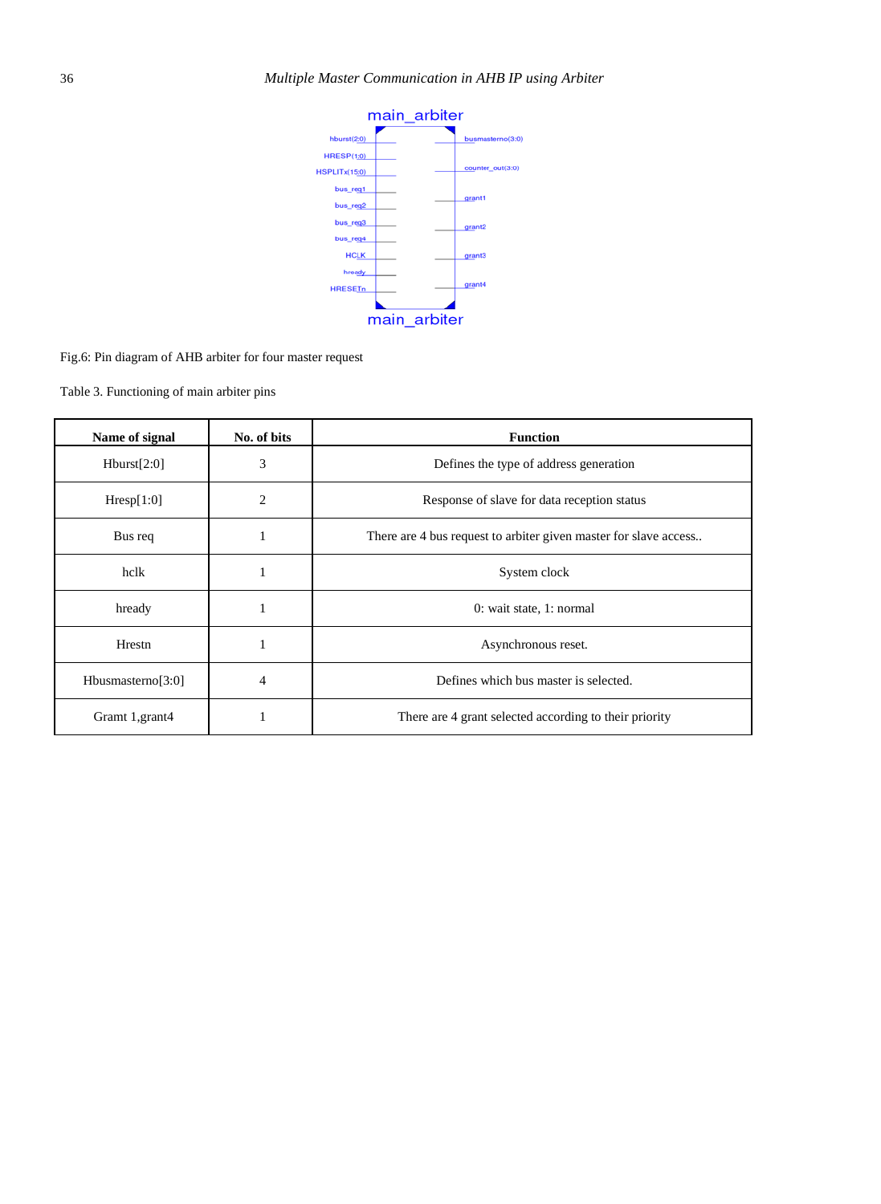Fig.6: Pin diagram of AHB arbiter for four master request

Table 3. Functioning of main arbiter pins

| Name of signal | No. of bits | Function |
|---|---|---|
| Hburst[2:0] | 3 | Defines the type of address generation |
| Hresp[1:0] | 2 | Response of slave for data reception status |
| Bus req | 1 | There are 4 bus request to arbiter given master for slave access.. |
| hclk | 1 | System clock |
| hready | 1 | 0: wait state, 1: normal |
| Hrestn | 1 | Asynchronous reset. |
| Hbusmasterno[3:0] | 4 | Defines which bus master is selected. |
| Gramt 1,grant4 | 1 | There are 4 grant selected according to their priority |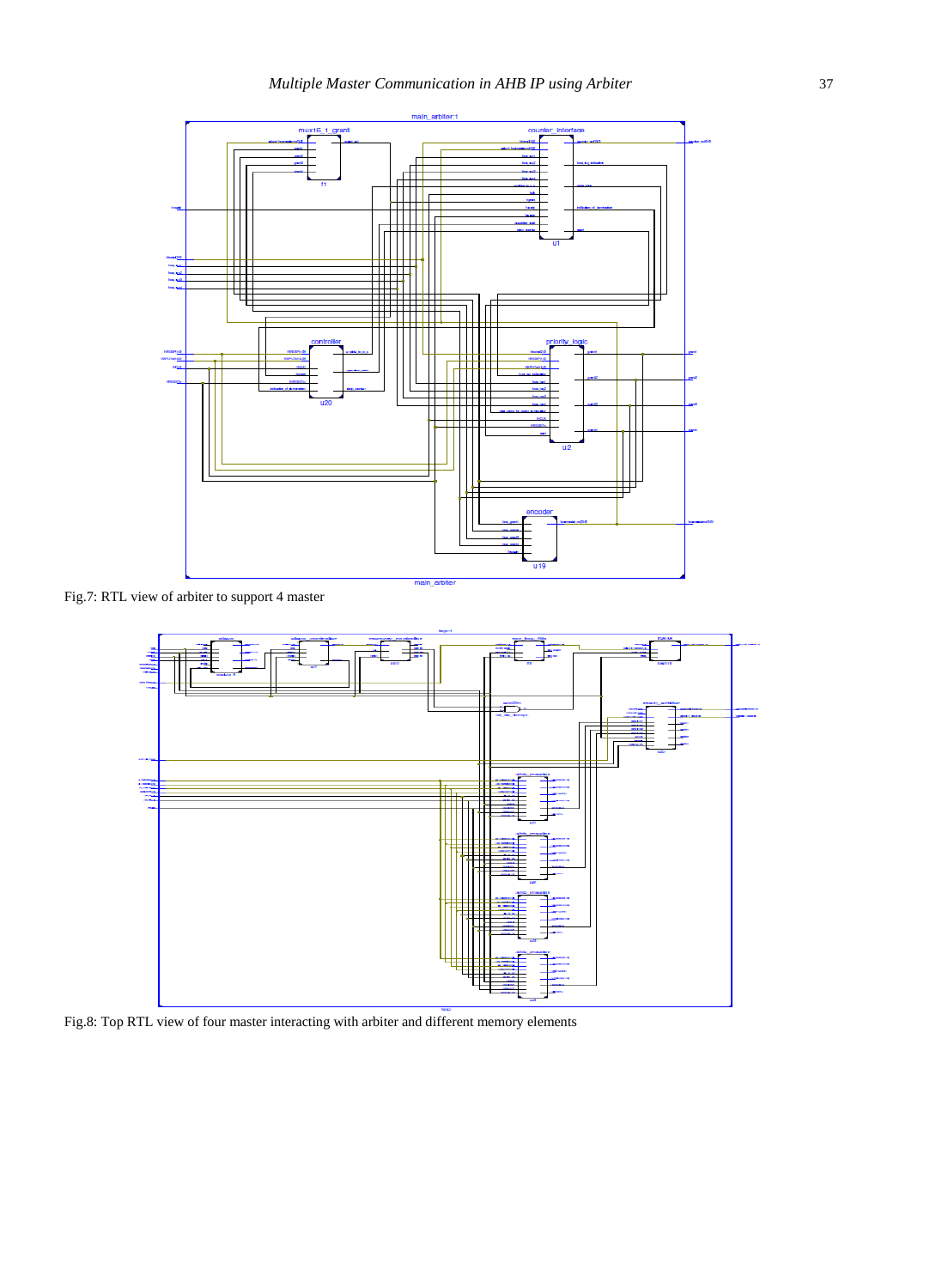Fig.7: RTL view of arbiter to support 4 master

Fig.8: Top RTL view of four master interacting with arbiter and different memory elements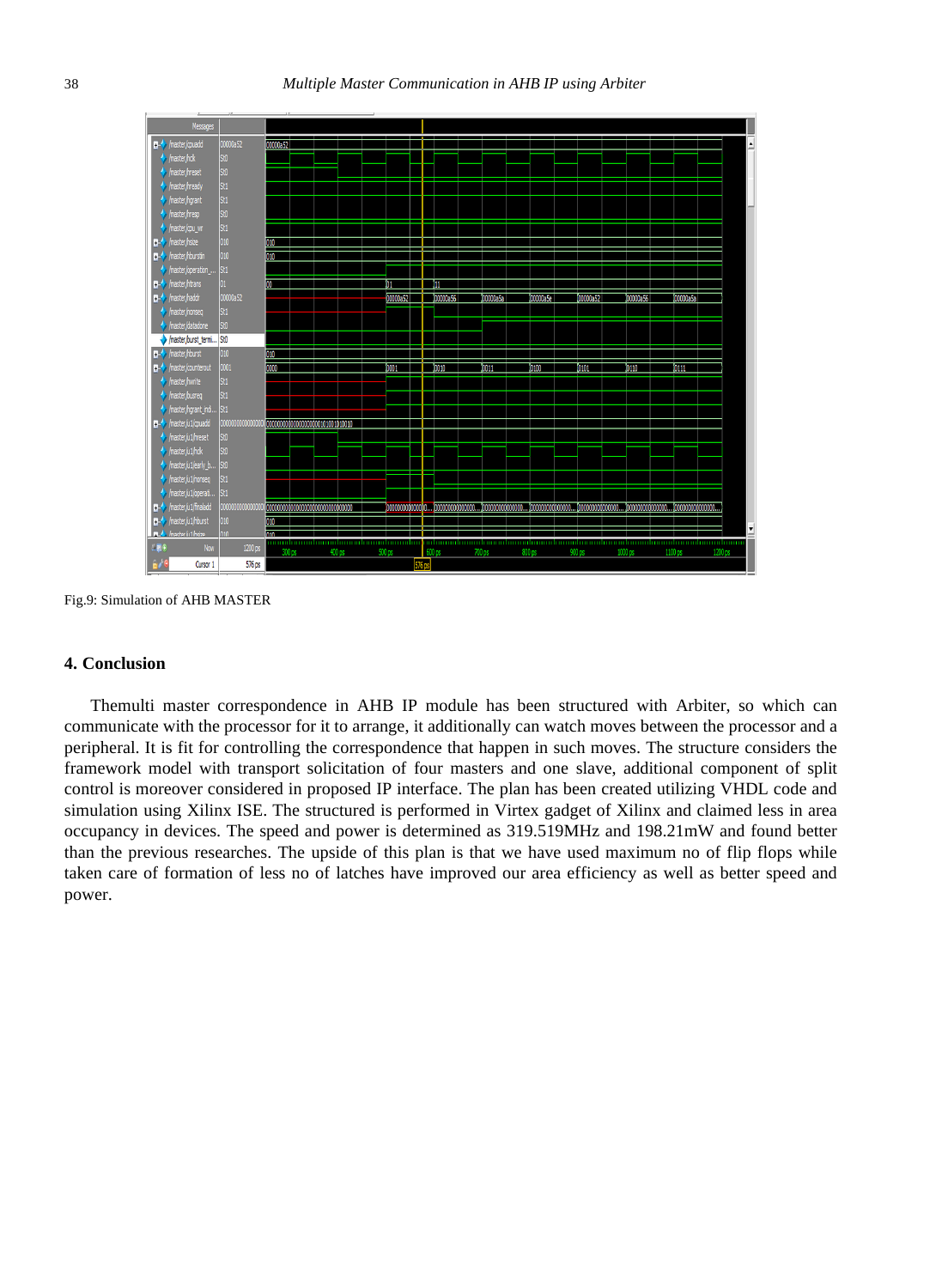Fig.9: Simulation of AHB MASTER

## 4. Conclusion

Themulti master correspondence in AHB IP module has been structured with Arbiter, so which can communicate with the processor for it to arrange, it additionally can watch moves between the processor and a peripheral. It is fit for controlling the correspondence that happen in such moves. The structure considers the framework model with transport solicitation of four masters and one slave, additional component of split control is moreover considered in proposed IP interface. The plan has been created utilizing VHDL code and simulation using Xilinx ISE. The structured is performed in Virtex gadget of Xilinx and claimed less in area occupancy in devices. The speed and power is determined as 319.519MHz and 198.21mW and found better than the previous researches. The upside of this plan is that we have used maximum no of flip flops while taken care of formation of less no of latches have improved our area efficiency as well as better speed and power.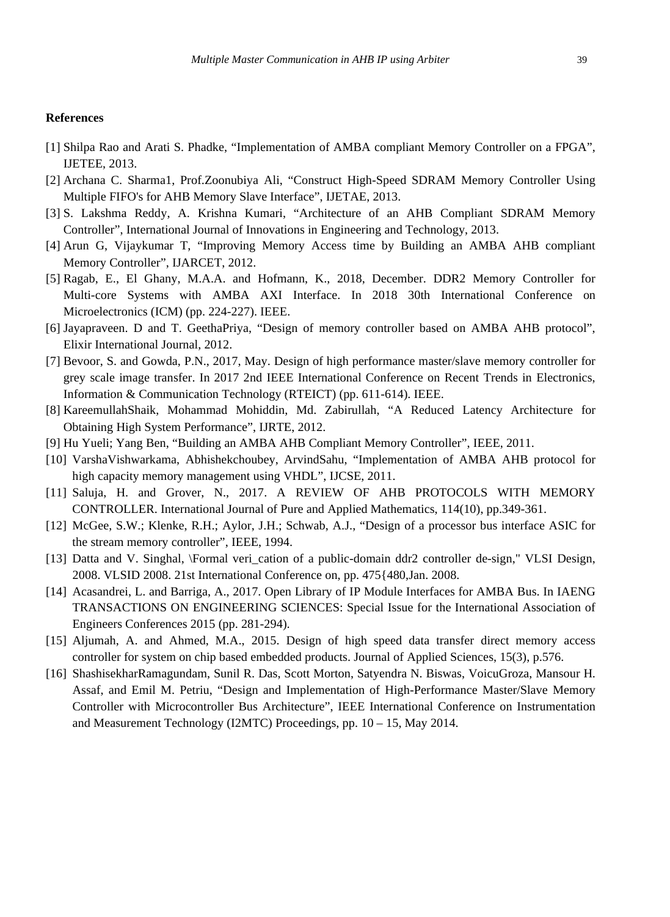**References**

[1] Shilpa Rao and Arati S. Phadke, “Implementation of AMBA compliant Memory Controller on a FPGA”, IJETEE, 2013.

[2] Archana C. Sharma1, Prof.Zoonubiya Ali, “Construct High-Speed SDRAM Memory Controller Using Multiple FIFO's for AHB Memory Slave Interface”, IJETAE, 2013.

[3] S. Lakshma Reddy, A. Krishna Kumari, “Architecture of an AHB Compliant SDRAM Memory Controller”, International Journal of Innovations in Engineering and Technology, 2013.

[4] Arun G, Vijaykumar T, “Improving Memory Access time by Building an AMBA AHB compliant Memory Controller”, IJARCET, 2012.

[5] Ragab, E., El Ghany, M.A.A. and Hofmann, K., 2018, December. DDR2 Memory Controller for Multi-core Systems with AMBA AXI Interface. In 2018 30th International Conference on Microelectronics (ICM) (pp. 224-227). IEEE.

[6] Jayapraveen. D and T. GeethaPriya, “Design of memory controller based on AMBA AHB protocol”, Elixir International Journal, 2012.

[7] Bevoor, S. and Gowda, P.N., 2017, May. Design of high performance master/slave memory controller for grey scale image transfer. In 2017 2nd IEEE International Conference on Recent Trends in Electronics, Information & Communication Technology (RTEICT) (pp. 611-614). IEEE.

[8] KareemullahShaik, Mohammad Mohiddin, Md. Zabirullah, “A Reduced Latency Architecture for Obtaining High System Performance”, IJRTE, 2012.

[9] Hu Yueli; Yang Ben, “Building an AMBA AHB Compliant Memory Controller”, IEEE, 2011.

[10] VarshaVishwarkama, Abhishekchoubey, ArvindSahu, “Implementation of AMBA AHB protocol for high capacity memory management using VHDL”, IJCSE, 2011.

[11] Saluja, H. and Grover, N., 2017. A REVIEW OF AHB PROTOCOLS WITH MEMORY CONTROLLER. International Journal of Pure and Applied Mathematics, 114(10), pp.349-361.

[12] McGee, S.W.; Klenke, R.H.; Aylor, J.H.; Schwab, A.J., “Design of a processor bus interface ASIC for the stream memory controller”, IEEE, 1994.

[13] Datta and V. Singhal, \Formal veri_cation of a public-domain ddr2 controller de-sign," VLSI Design, 2008. VLSID 2008. 21st International Conference on, pp. 475{480,Jan. 2008.

[14] Acasandrei, L. and Barriga, A., 2017. Open Library of IP Module Interfaces for AMBA Bus. In IAENG TRANSACTIONS ON ENGINEERING SCIENCES: Special Issue for the International Association of Engineers Conferences 2015 (pp. 281-294).

[15] Aljumah, A. and Ahmed, M.A., 2015. Design of high speed data transfer direct memory access controller for system on chip based embedded products. Journal of Applied Sciences, 15(3), p.576.

[16] ShashisekharRamagundam, Sunil R. Das, Scott Morton, Satyendra N. Biswas, VoicuGroza, Mansour H. Assaf, and Emil M. Petriu, “Design and Implementation of High-Performance Master/Slave Memory Controller with Microcontroller Bus Architecture”, IEEE International Conference on Instrumentation and Measurement Technology (I2MTC) Proceedings, pp. 10 – 15, May 2014.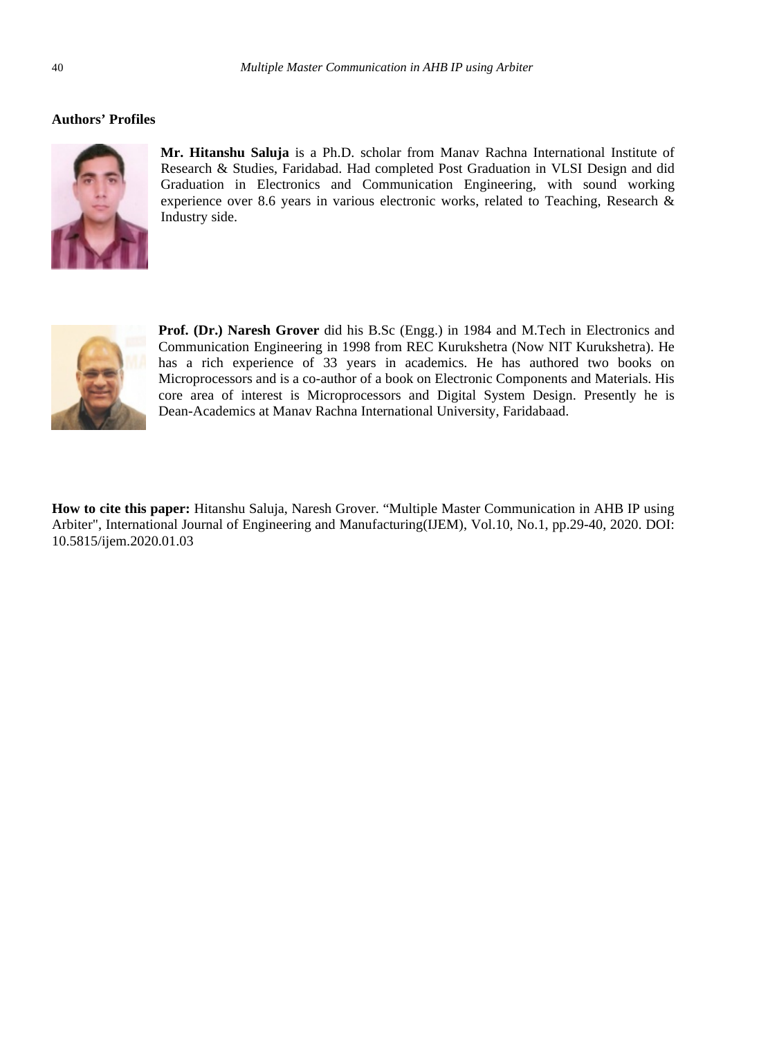**Authors' Profiles**

**Mr. Hitanshu Saluja** is a Ph.D. scholar from Manav Rachna International Institute of Research & Studies, Faridabad. Had completed Post Graduation in VLSI Design and did Graduation in Electronics and Communication Engineering, with sound working experience over 8.6 years in various electronic works, related to Teaching, Research & Industry side.

**Prof. (Dr.) Naresh Grover** did his B.Sc (Engg.) in 1984 and M.Tech in Electronics and Communication Engineering in 1998 from REC Kurukshetra (Now NIT Kurukshetra). He has a rich experience of 33 years in academics. He has authored two books on Microprocessors and is a co-author of a book on Electronic Components and Materials. His core area of interest is Microprocessors and Digital System Design. Presently he is Dean-Academics at Manav Rachna International University, Faridabaad.

**How to cite this paper:** Hitanshu Saluja, Naresh Grover. "Multiple Master Communication in AHB IP using Arbiter", International Journal of Engineering and Manufacturing(IJEM), Vol.10, No.1, pp.29-40, 2020. DOI: 10.5815/ijem.2020.01.03